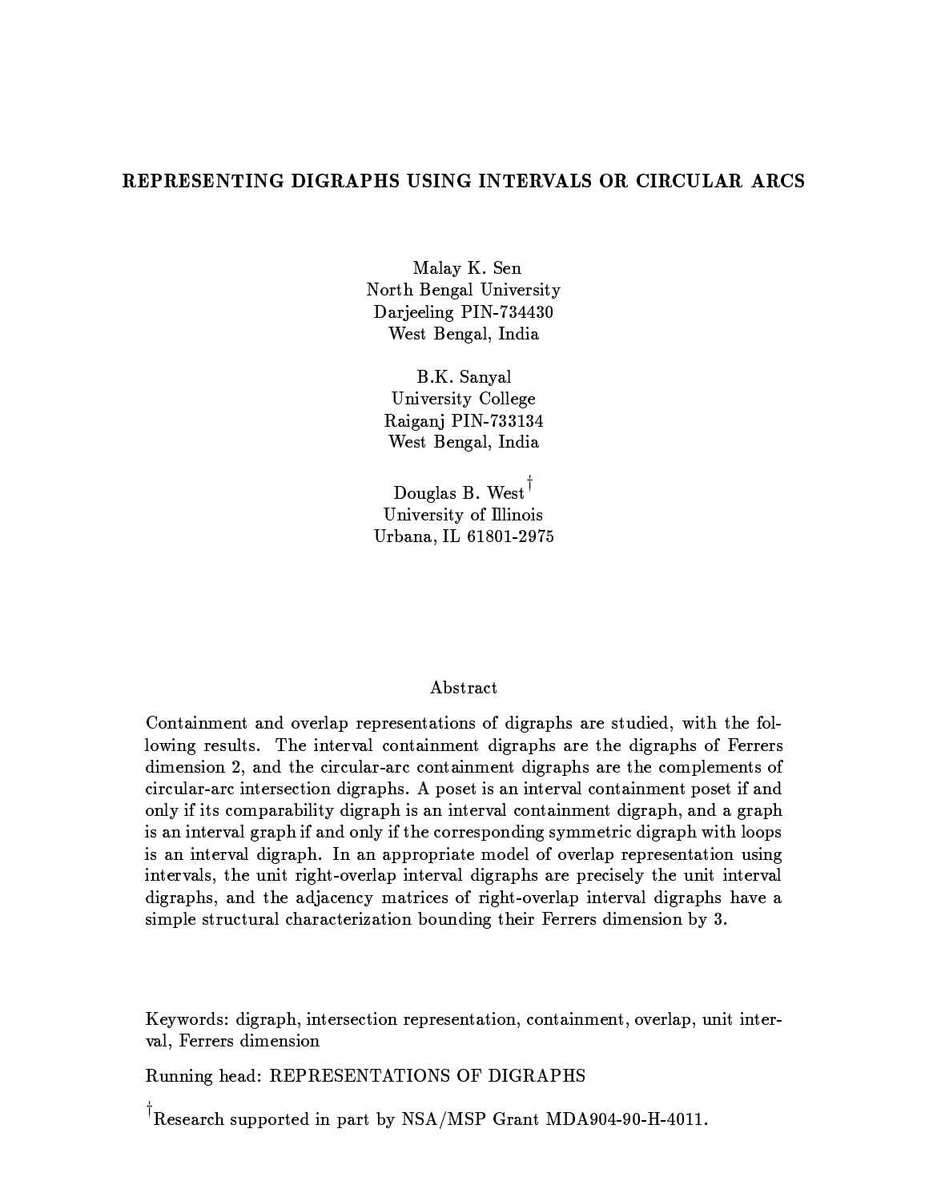# REPRESENTING DIGRAPHS USING INTERVALS OR CIRCULAR ARCS

Malay K. Sen
North Bengal University
Darjeeling PIN-734430
West Bengal, India

B.K. Sanyal
University College
Raiganj PIN-733134
West Bengal, India

Douglas B. West[†]
University of Illinois
Urbana, IL 61801-2975

## Abstract

Containment and overlap representations of digraphs are studied, with the following results. The interval containment digraphs are the digraphs of Ferrers dimension 2, and the circular-arc containment digraphs are the complements of circular-arc intersection digraphs. A poset is an interval containment poset if and only if its comparability digraph is an interval containment digraph, and a graph is an interval graph if and only if the corresponding symmetric digraph with loops is an interval digraph. In an appropriate model of overlap representation using intervals, the unit right-overlap interval digraphs are precisely the unit interval digraphs, and the adjacency matrices of right-overlap interval digraphs have a simple structural characterization bounding their Ferrers dimension by 3.

Keywords: digraph, intersection representation, containment, overlap, unit interval, Ferrers dimension

Running head: REPRESENTATIONS OF DIGRAPHS

[†]Research supported in part by NSA/MSP Grant MDA904-90-H-4011.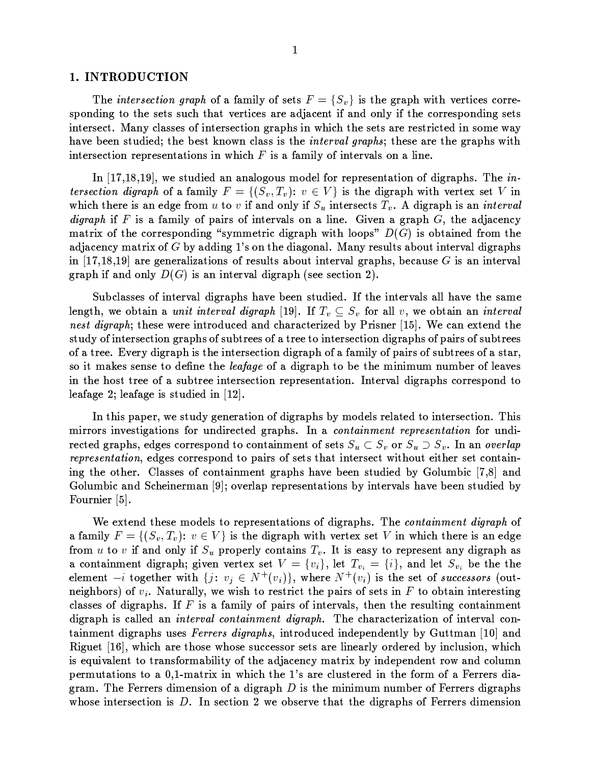## 1. INTRODUCTION

The *intersection graph* of a family of sets $F = \{S_v\}$ is the graph with vertices corresponding to the sets such that vertices are adjacent if and only if the corresponding sets intersect. Many classes of intersection graphs in which the sets are restricted in some way have been studied; the best known class is the *interval graphs*; these are the graphs with intersection representations in which $F$ is a family of intervals on a line.

In [17,18,19], we studied an analogous model for representation of digraphs. The *intersection digraph* of a family $F = \{(S_v, T_v)\colon v \in V\}$ is the digraph with vertex set $V$ in which there is an edge from $u$ to $v$ if and only if $S_u$ intersects $T_v$. A digraph is an *interval digraph* if $F$ is a family of pairs of intervals on a line. Given a graph $G$, the adjacency matrix of the corresponding "symmetric digraph with loops" $D(G)$ is obtained from the adjacency matrix of $G$ by adding 1's on the diagonal. Many results about interval digraphs in [17,18,19] are generalizations of results about interval graphs, because $G$ is an interval graph if and only $D(G)$ is an interval digraph (see section 2).

Subclasses of interval digraphs have been studied. If the intervals all have the same length, we obtain a *unit interval digraph* [19]. If $T_v \subseteq S_v$ for all $v$, we obtain an *interval nest digraph*; these were introduced and characterized by Prisner [15]. We can extend the study of intersection graphs of subtrees of a tree to intersection digraphs of pairs of subtrees of a tree. Every digraph is the intersection digraph of a family of pairs of subtrees of a star, so it makes sense to define the *leafage* of a digraph to be the minimum number of leaves in the host tree of a subtree intersection representation. Interval digraphs correspond to leafage 2; leafage is studied in [12].

In this paper, we study generation of digraphs by models related to intersection. This mirrors investigations for undirected graphs. In a *containment representation* for undirected graphs, edges correspond to containment of sets $S_u \subset S_v$ or $S_u \supset S_v$. In an *overlap representation*, edges correspond to pairs of sets that intersect without either set containing the other. Classes of containment graphs have been studied by Golumbic [7,8] and Golumbic and Scheinerman [9]; overlap representations by intervals have been studied by Fournier [5].

We extend these models to representations of digraphs. The *containment digraph* of a family $F = \{(S_v, T_v)\colon v \in V\}$ is the digraph with vertex set $V$ in which there is an edge from $u$ to $v$ if and only if $S_u$ properly contains $T_v$. It is easy to represent any digraph as a containment digraph; given vertex set $V = \{v_i\}$, let $T_{v_i} = \{i\}$, and let $S_{v_i}$ be the the element $-i$ together with $\{j\colon v_j \in N^+(v_i)\}$, where $N^+(v_i)$ is the set of *successors* (out-neighbors) of $v_i$. Naturally, we wish to restrict the pairs of sets in $F$ to obtain interesting classes of digraphs. If $F$ is a family of pairs of intervals, then the resulting containment digraph is called an *interval containment digraph*. The characterization of interval containment digraphs uses *Ferrers digraphs*, introduced independently by Guttman [10] and Riguet [16], which are those whose successor sets are linearly ordered by inclusion, which is equivalent to transformability of the adjacency matrix by independent row and column permutations to a 0,1-matrix in which the 1's are clustered in the form of a Ferrers diagram. The Ferrers dimension of a digraph $D$ is the minimum number of Ferrers digraphs whose intersection is $D$. In section 2 we observe that the digraphs of Ferrers dimension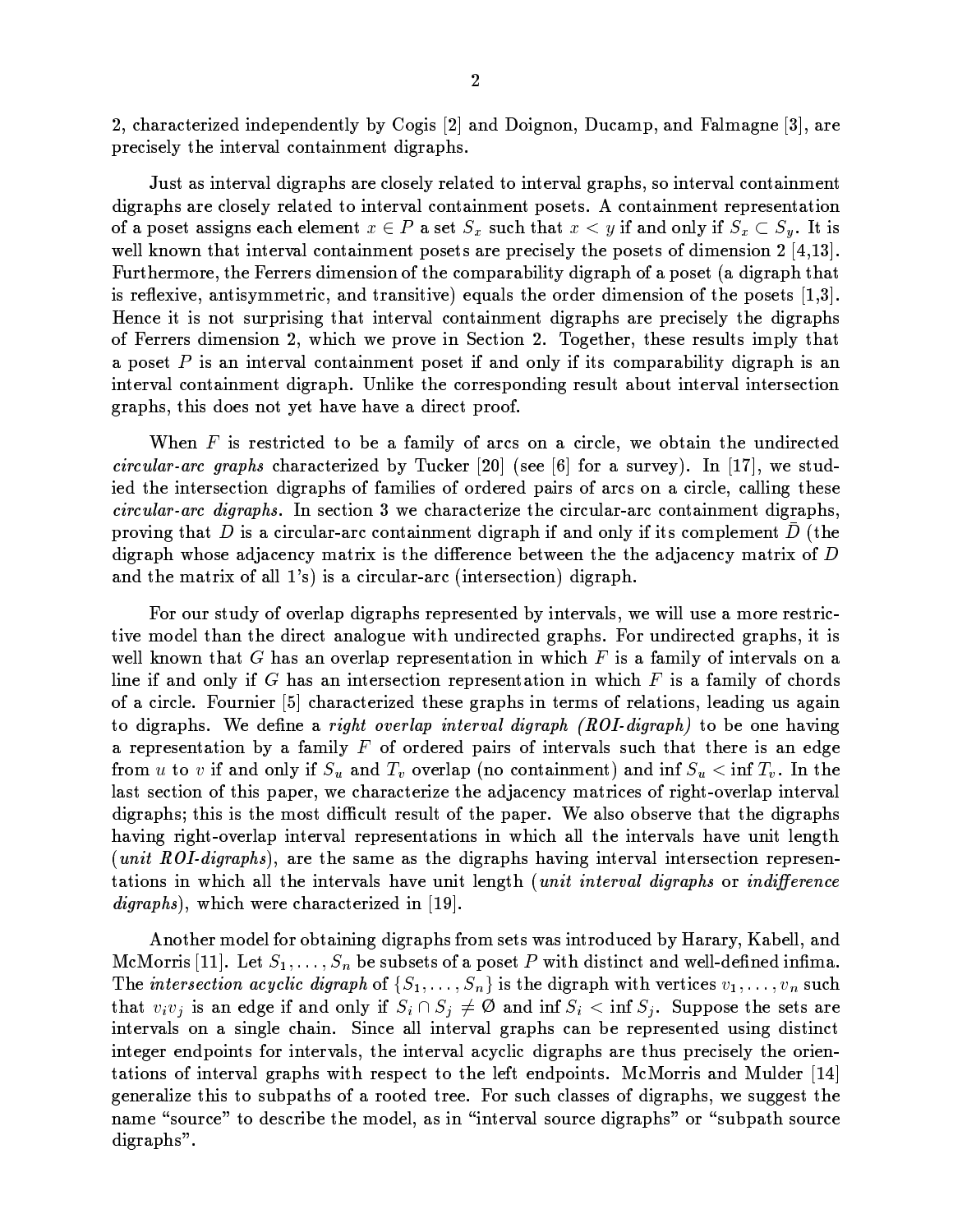2, characterized independently by Cogis [2] and Doignon, Ducamp, and Falmagne [3], are precisely the interval containment digraphs.

Just as interval digraphs are closely related to interval graphs, so interval containment digraphs are closely related to interval containment posets. A containment representation of a poset assigns each element $x \in P$ a set $S_x$ such that $x < y$ if and only if $S_x \subset S_y$. It is well known that interval containment posets are precisely the posets of dimension 2 [4,13]. Furthermore, the Ferrers dimension of the comparability digraph of a poset (a digraph that is reflexive, antisymmetric, and transitive) equals the order dimension of the posets [1,3]. Hence it is not surprising that interval containment digraphs are precisely the digraphs of Ferrers dimension 2, which we prove in Section 2. Together, these results imply that a poset $P$ is an interval containment poset if and only if its comparability digraph is an interval containment digraph. Unlike the corresponding result about interval intersection graphs, this does not yet have have a direct proof.

When $F$ is restricted to be a family of arcs on a circle, we obtain the undirected *circular-arc graphs* characterized by Tucker [20] (see [6] for a survey). In [17], we studied the intersection digraphs of families of ordered pairs of arcs on a circle, calling these *circular-arc digraphs*. In section 3 we characterize the circular-arc containment digraphs, proving that $D$ is a circular-arc containment digraph if and only if its complement $\bar{D}$ (the digraph whose adjacency matrix is the difference between the the adjacency matrix of $D$ and the matrix of all 1's) is a circular-arc (intersection) digraph.

For our study of overlap digraphs represented by intervals, we will use a more restrictive model than the direct analogue with undirected graphs. For undirected graphs, it is well known that $G$ has an overlap representation in which $F$ is a family of intervals on a line if and only if $G$ has an intersection representation in which $F$ is a family of chords of a circle. Fournier [5] characterized these graphs in terms of relations, leading us again to digraphs. We define a *right overlap interval digraph (ROI-digraph)* to be one having a representation by a family $F$ of ordered pairs of intervals such that there is an edge from $u$ to $v$ if and only if $S_u$ and $T_v$ overlap (no containment) and $\inf S_u < \inf T_v$. In the last section of this paper, we characterize the adjacency matrices of right-overlap interval digraphs; this is the most difficult result of the paper. We also observe that the digraphs having right-overlap interval representations in which all the intervals have unit length (*unit ROI-digraphs*), are the same as the digraphs having interval intersection representations in which all the intervals have unit length (*unit interval digraphs* or *indifference digraphs*), which were characterized in [19].

Another model for obtaining digraphs from sets was introduced by Harary, Kabell, and McMorris [11]. Let $S_1, \ldots, S_n$ be subsets of a poset $P$ with distinct and well-defined infima. The *intersection acyclic digraph* of $\{S_1, \ldots, S_n\}$ is the digraph with vertices $v_1, \ldots, v_n$ such that $v_i v_j$ is an edge if and only if $S_i \cap S_j \neq \emptyset$ and $\inf S_i < \inf S_j$. Suppose the sets are intervals on a single chain. Since all interval graphs can be represented using distinct integer endpoints for intervals, the interval acyclic digraphs are thus precisely the orientations of interval graphs with respect to the left endpoints. McMorris and Mulder [14] generalize this to subpaths of a rooted tree. For such classes of digraphs, we suggest the name "source" to describe the model, as in "interval source digraphs" or "subpath source digraphs".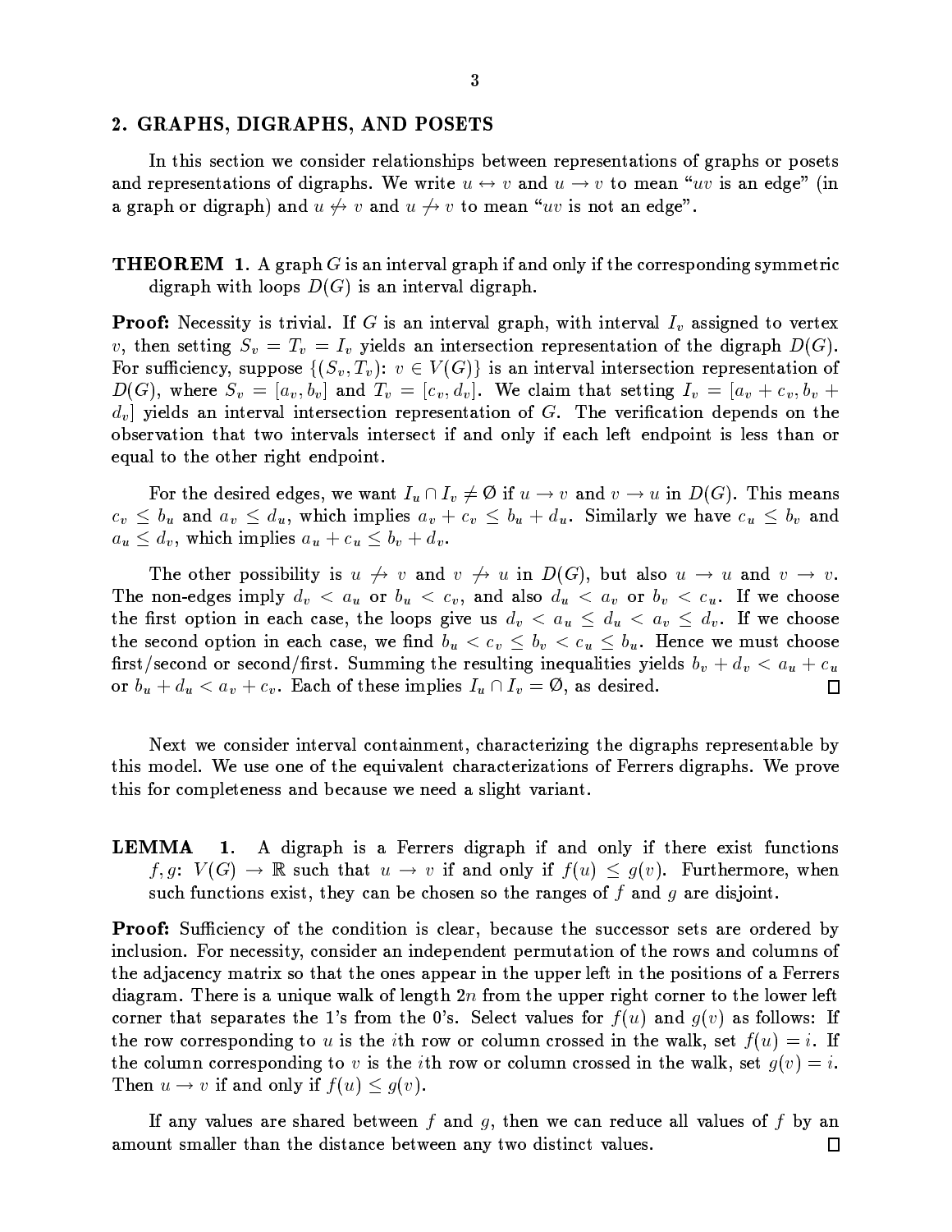## 2. GRAPHS, DIGRAPHS, AND POSETS

In this section we consider relationships between representations of graphs or posets and representations of digraphs. We write $u \leftrightarrow v$ and $u \to v$ to mean "$uv$ is an edge" (in a graph or digraph) and $u \not\leftrightarrow v$ and $u \not\to v$ to mean "$uv$ is not an edge".

**THEOREM 1.** A graph $G$ is an interval graph if and only if the corresponding symmetric digraph with loops $D(G)$ is an interval digraph.

**Proof:** Necessity is trivial. If $G$ is an interval graph, with interval $I_v$ assigned to vertex $v$, then setting $S_v = T_v = I_v$ yields an intersection representation of the digraph $D(G)$. For sufficiency, suppose $\{(S_v, T_v)\colon v \in V(G)\}$ is an interval intersection representation of $D(G)$, where $S_v = [a_v, b_v]$ and $T_v = [c_v, d_v]$. We claim that setting $I_v = [a_v + c_v, b_v + d_v]$ yields an interval intersection representation of $G$. The verification depends on the observation that two intervals intersect if and only if each left endpoint is less than or equal to the other right endpoint.

For the desired edges, we want $I_u \cap I_v \neq \emptyset$ if $u \to v$ and $v \to u$ in $D(G)$. This means $c_v \leq b_u$ and $a_v \leq d_u$, which implies $a_v + c_v \leq b_u + d_u$. Similarly we have $c_u \leq b_v$ and $a_u \leq d_v$, which implies $a_u + c_u \leq b_v + d_v$.

The other possibility is $u \not\to v$ and $v \not\to u$ in $D(G)$, but also $u \to u$ and $v \to v$. The non-edges imply $d_v < a_u$ or $b_u < c_v$, and also $d_u < a_v$ or $b_v < c_u$. If we choose the first option in each case, the loops give us $d_v < a_u \leq d_u < a_v \leq d_v$. If we choose the second option in each case, we find $b_u < c_v \leq b_v < c_u \leq b_u$. Hence we must choose first/second or second/first. Summing the resulting inequalities yields $b_v + d_v < a_u + c_u$ or $b_u + d_u < a_v + c_v$. Each of these implies $I_u \cap I_v = \emptyset$, as desired. □

Next we consider interval containment, characterizing the digraphs representable by this model. We use one of the equivalent characterizations of Ferrers digraphs. We prove this for completeness and because we need a slight variant.

**LEMMA 1.** A digraph is a Ferrers digraph if and only if there exist functions $f, g\colon V(G) \to \mathbb{R}$ such that $u \to v$ if and only if $f(u) \leq g(v)$. Furthermore, when such functions exist, they can be chosen so the ranges of $f$ and $g$ are disjoint.

**Proof:** Sufficiency of the condition is clear, because the successor sets are ordered by inclusion. For necessity, consider an independent permutation of the rows and columns of the adjacency matrix so that the ones appear in the upper left in the positions of a Ferrers diagram. There is a unique walk of length $2n$ from the upper right corner to the lower left corner that separates the 1's from the 0's. Select values for $f(u)$ and $g(v)$ as follows: If the row corresponding to $u$ is the $i$th row or column crossed in the walk, set $f(u) = i$. If the column corresponding to $v$ is the $i$th row or column crossed in the walk, set $g(v) = i$. Then $u \to v$ if and only if $f(u) \leq g(v)$.

If any values are shared between $f$ and $g$, then we can reduce all values of $f$ by an amount smaller than the distance between any two distinct values. □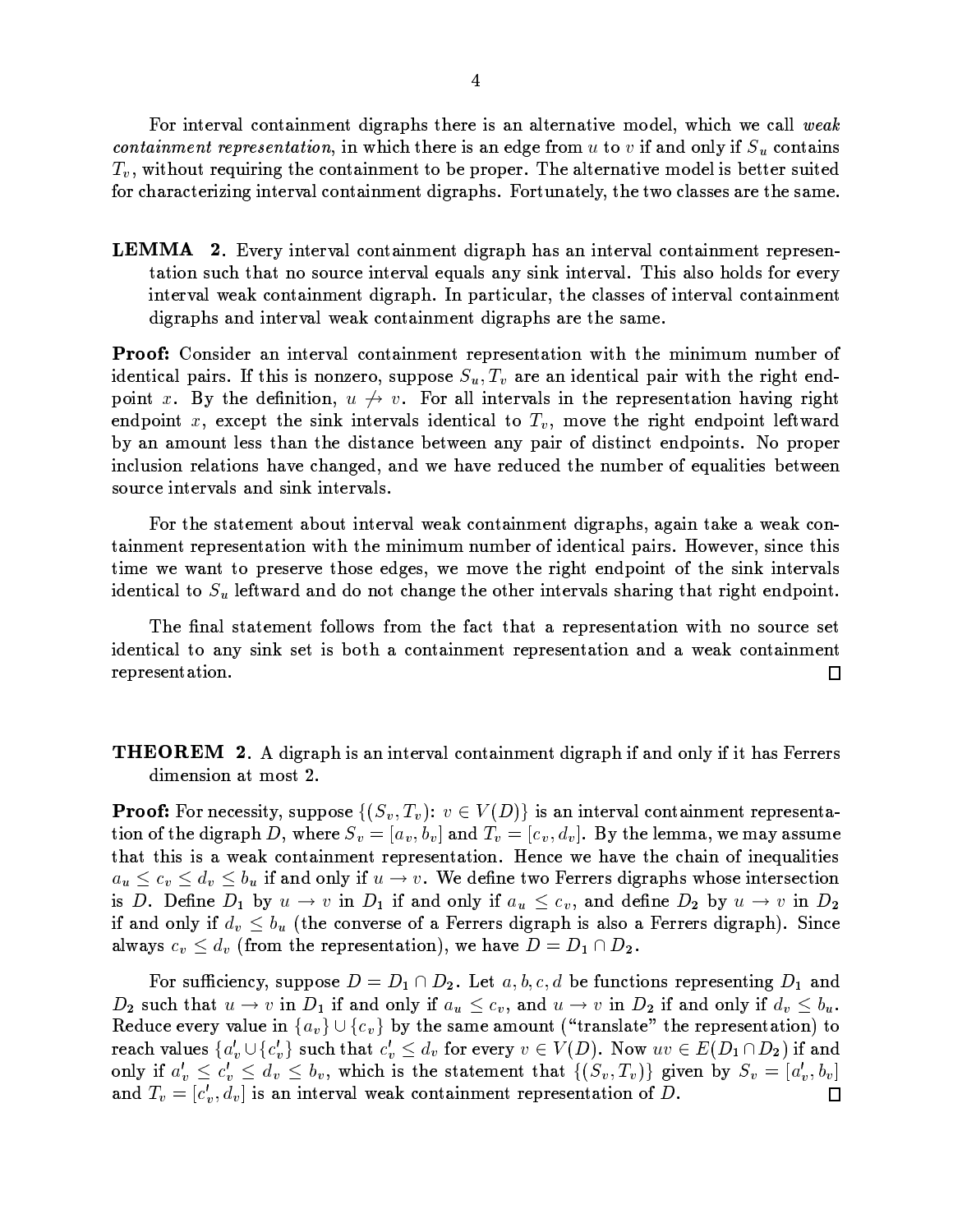For interval containment digraphs there is an alternative model, which we call *weak containment representation*, in which there is an edge from $u$ to $v$ if and only if $S_u$ contains $T_v$, without requiring the containment to be proper. The alternative model is better suited for characterizing interval containment digraphs. Fortunately, the two classes are the same.

**LEMMA 2.** Every interval containment digraph has an interval containment representation such that no source interval equals any sink interval. This also holds for every interval weak containment digraph. In particular, the classes of interval containment digraphs and interval weak containment digraphs are the same.

**Proof:** Consider an interval containment representation with the minimum number of identical pairs. If this is nonzero, suppose $S_u, T_v$ are an identical pair with the right endpoint $x$. By the definition, $u \not\to v$. For all intervals in the representation having right endpoint $x$, except the sink intervals identical to $T_v$, move the right endpoint leftward by an amount less than the distance between any pair of distinct endpoints. No proper inclusion relations have changed, and we have reduced the number of equalities between source intervals and sink intervals.

For the statement about interval weak containment digraphs, again take a weak containment representation with the minimum number of identical pairs. However, since this time we want to preserve those edges, we move the right endpoint of the sink intervals identical to $S_u$ leftward and do not change the other intervals sharing that right endpoint.

The final statement follows from the fact that a representation with no source set identical to any sink set is both a containment representation and a weak containment representation. $\square$

**THEOREM 2.** A digraph is an interval containment digraph if and only if it has Ferrers dimension at most 2.

**Proof:** For necessity, suppose $\{(S_v, T_v)\colon v \in V(D)\}$ is an interval containment representation of the digraph $D$, where $S_v = [a_v, b_v]$ and $T_v = [c_v, d_v]$. By the lemma, we may assume that this is a weak containment representation. Hence we have the chain of inequalities $a_u \le c_v \le d_v \le b_u$ if and only if $u \to v$. We define two Ferrers digraphs whose intersection is $D$. Define $D_1$ by $u \to v$ in $D_1$ if and only if $a_u \le c_v$, and define $D_2$ by $u \to v$ in $D_2$ if and only if $d_v \le b_u$ (the converse of a Ferrers digraph is also a Ferrers digraph). Since always $c_v \le d_v$ (from the representation), we have $D = D_1 \cap D_2$.

For sufficiency, suppose $D = D_1 \cap D_2$. Let $a, b, c, d$ be functions representing $D_1$ and $D_2$ such that $u \to v$ in $D_1$ if and only if $a_u \le c_v$, and $u \to v$ in $D_2$ if and only if $d_v \le b_u$. Reduce every value in $\{a_v\} \cup \{c_v\}$ by the same amount ("translate" the representation) to reach values $\{a'_v \cup \{c'_v\}$ such that $c'_v \le d_v$ for every $v \in V(D)$. Now $uv \in E(D_1 \cap D_2)$ if and only if $a'_v \le c'_v \le d_v \le b_v$, which is the statement that $\{(S_v, T_v)\}$ given by $S_v = [a'_v, b_v]$ and $T_v = [c'_v, d_v]$ is an interval weak containment representation of $D$. $\square$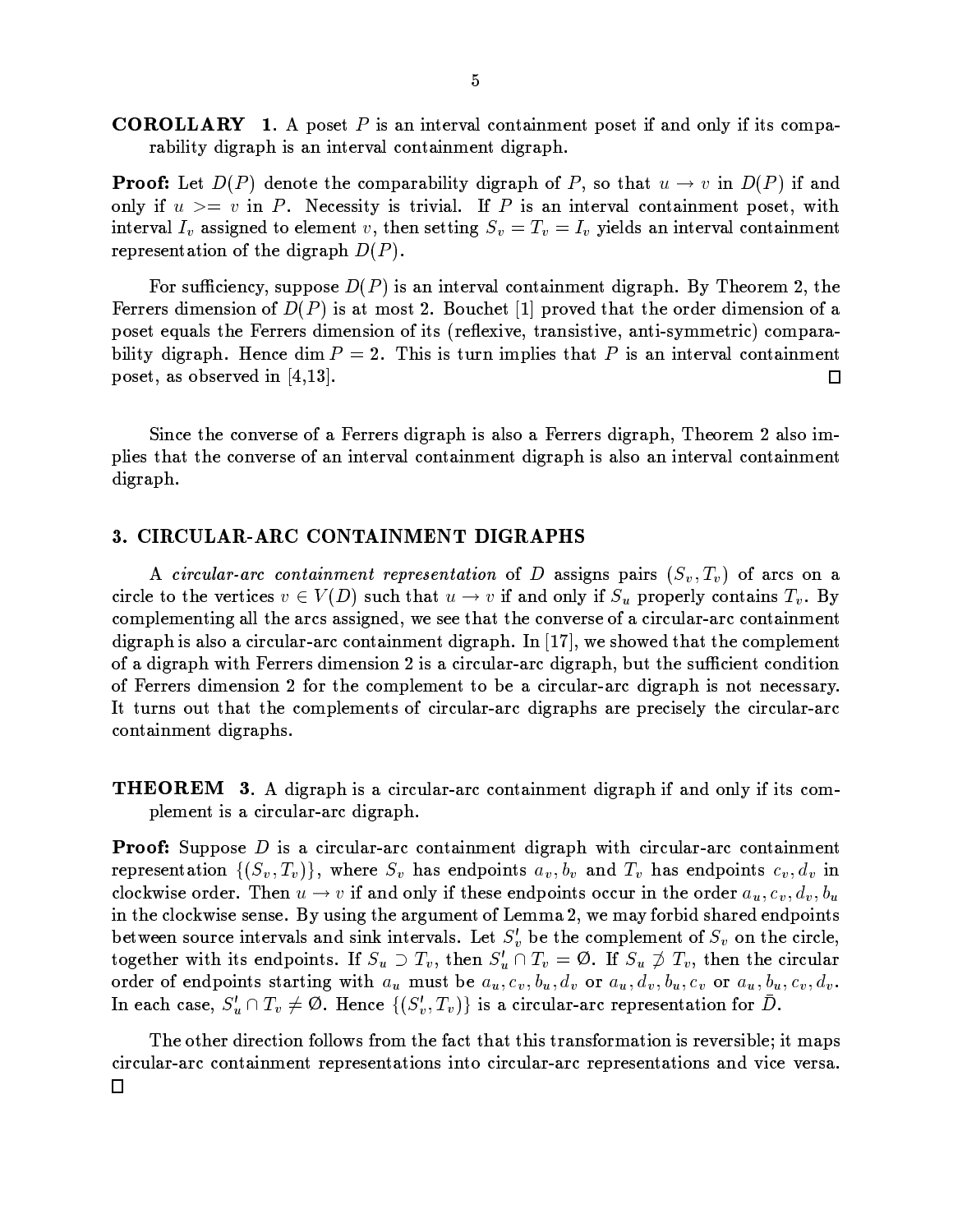**COROLLARY 1.** A poset $P$ is an interval containment poset if and only if its comparability digraph is an interval containment digraph.

**Proof:** Let $D(P)$ denote the comparability digraph of $P$, so that $u \to v$ in $D(P)$ if and only if $u >= v$ in $P$. Necessity is trivial. If $P$ is an interval containment poset, with interval $I_v$ assigned to element $v$, then setting $S_v = T_v = I_v$ yields an interval containment representation of the digraph $D(P)$.

For sufficiency, suppose $D(P)$ is an interval containment digraph. By Theorem 2, the Ferrers dimension of $D(P)$ is at most 2. Bouchet [1] proved that the order dimension of a poset equals the Ferrers dimension of its (reflexive, transistive, anti-symmetric) comparability digraph. Hence $\dim P = 2$. This is turn implies that $P$ is an interval containment poset, as observed in [4,13]. □

Since the converse of a Ferrers digraph is also a Ferrers digraph, Theorem 2 also implies that the converse of an interval containment digraph is also an interval containment digraph.

## 3. CIRCULAR-ARC CONTAINMENT DIGRAPHS

A *circular-arc containment representation* of $D$ assigns pairs $(S_v, T_v)$ of arcs on a circle to the vertices $v \in V(D)$ such that $u \to v$ if and only if $S_u$ properly contains $T_v$. By complementing all the arcs assigned, we see that the converse of a circular-arc containment digraph is also a circular-arc containment digraph. In [17], we showed that the complement of a digraph with Ferrers dimension 2 is a circular-arc digraph, but the sufficient condition of Ferrers dimension 2 for the complement to be a circular-arc digraph is not necessary. It turns out that the complements of circular-arc digraphs are precisely the circular-arc containment digraphs.

**THEOREM 3.** A digraph is a circular-arc containment digraph if and only if its complement is a circular-arc digraph.

**Proof:** Suppose $D$ is a circular-arc containment digraph with circular-arc containment representation $\{(S_v, T_v)\}$, where $S_v$ has endpoints $a_v, b_v$ and $T_v$ has endpoints $c_v, d_v$ in clockwise order. Then $u \to v$ if and only if these endpoints occur in the order $a_u, c_v, d_v, b_u$ in the clockwise sense. By using the argument of Lemma 2, we may forbid shared endpoints between source intervals and sink intervals. Let $S'_v$ be the complement of $S_v$ on the circle, together with its endpoints. If $S_u \supset T_v$, then $S'_u \cap T_v = \emptyset$. If $S_u \not\supset T_v$, then the circular order of endpoints starting with $a_u$ must be $a_u, c_v, b_u, d_v$ or $a_u, d_v, b_u, c_v$ or $a_u, b_u, c_v, d_v$. In each case, $S'_u \cap T_v \neq \emptyset$. Hence $\{(S'_v, T_v)\}$ is a circular-arc representation for $\bar{D}$.

The other direction follows from the fact that this transformation is reversible; it maps circular-arc containment representations into circular-arc representations and vice versa. □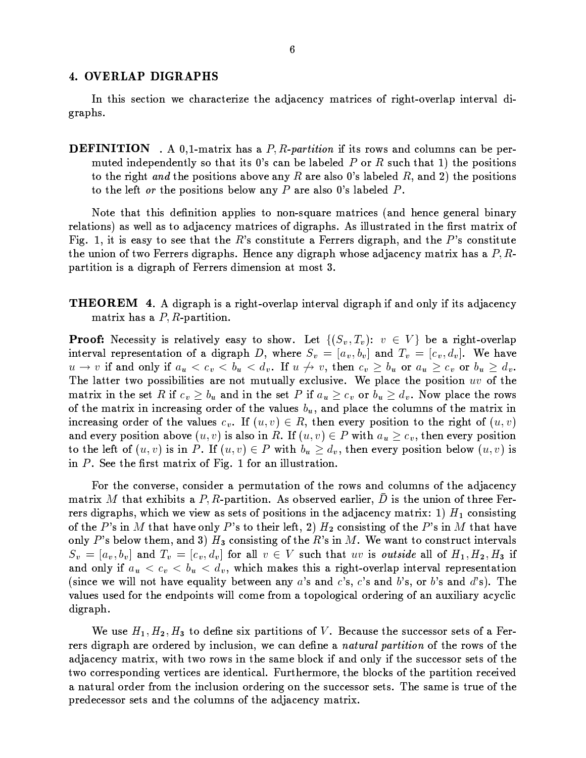## 4. OVERLAP DIGRAPHS

In this section we characterize the adjacency matrices of right-overlap interval digraphs.

**DEFINITION** . A 0,1-matrix has a *$P, R$-partition* if its rows and columns can be permuted independently so that its 0's can be labeled $P$ or $R$ such that 1) the positions to the right *and* the positions above any $R$ are also 0's labeled $R$, and 2) the positions to the left *or* the positions below any $P$ are also 0's labeled $P$.

Note that this definition applies to non-square matrices (and hence general binary relations) as well as to adjacency matrices of digraphs. As illustrated in the first matrix of Fig. 1, it is easy to see that the $R$'s constitute a Ferrers digraph, and the $P$'s constitute the union of two Ferrers digraphs. Hence any digraph whose adjacency matrix has a $P, R$-partition is a digraph of Ferrers dimension at most 3.

**THEOREM 4**. A digraph is a right-overlap interval digraph if and only if its adjacency matrix has a $P, R$-partition.

**Proof:** Necessity is relatively easy to show. Let $\{(S_v, T_v)\colon\ v \in V\}$ be a right-overlap interval representation of a digraph $D$, where $S_v = [a_v, b_v]$ and $T_v = [c_v, d_v]$. We have $u \to v$ if and only if $a_u < c_v < b_u < d_v$. If $u \not\to v$, then $c_v \geq b_u$ or $a_u \geq c_v$ or $b_u \geq d_v$. The latter two possibilities are not mutually exclusive. We place the position $uv$ of the matrix in the set $R$ if $c_v \geq b_u$ and in the set $P$ if $a_u \geq c_v$ or $b_u \geq d_v$. Now place the rows of the matrix in increasing order of the values $b_u$, and place the columns of the matrix in increasing order of the values $c_v$. If $(u, v) \in R$, then every position to the right of $(u, v)$ and every position above $(u, v)$ is also in $R$. If $(u, v) \in P$ with $a_u \geq c_v$, then every position to the left of $(u, v)$ is in $P$. If $(u, v) \in P$ with $b_u \geq d_v$, then every position below $(u, v)$ is in $P$. See the first matrix of Fig. 1 for an illustration.

For the converse, consider a permutation of the rows and columns of the adjacency matrix $M$ that exhibits a $P, R$-partition. As observed earlier, $\bar{D}$ is the union of three Ferrers digraphs, which we view as sets of positions in the adjacency matrix: 1) $H_1$ consisting of the $P$'s in $M$ that have only $P$'s to their left, 2) $H_2$ consisting of the $P$'s in $M$ that have only $P$'s below them, and 3) $H_3$ consisting of the $R$'s in $M$. We want to construct intervals $S_v = [a_v, b_v]$ and $T_v = [c_v, d_v]$ for all $v \in V$ such that $uv$ is *outside* all of $H_1, H_2, H_3$ if and only if $a_u < c_v < b_u < d_v$, which makes this a right-overlap interval representation (since we will not have equality between any $a$'s and $c$'s, $c$'s and $b$'s, or $b$'s and $d$'s). The values used for the endpoints will come from a topological ordering of an auxiliary acyclic digraph.

We use $H_1, H_2, H_3$ to define six partitions of $V$. Because the successor sets of a Ferrers digraph are ordered by inclusion, we can define a *natural partition* of the rows of the adjacency matrix, with two rows in the same block if and only if the successor sets of the two corresponding vertices are identical. Furthermore, the blocks of the partition received a natural order from the inclusion ordering on the successor sets. The same is true of the predecessor sets and the columns of the adjacency matrix.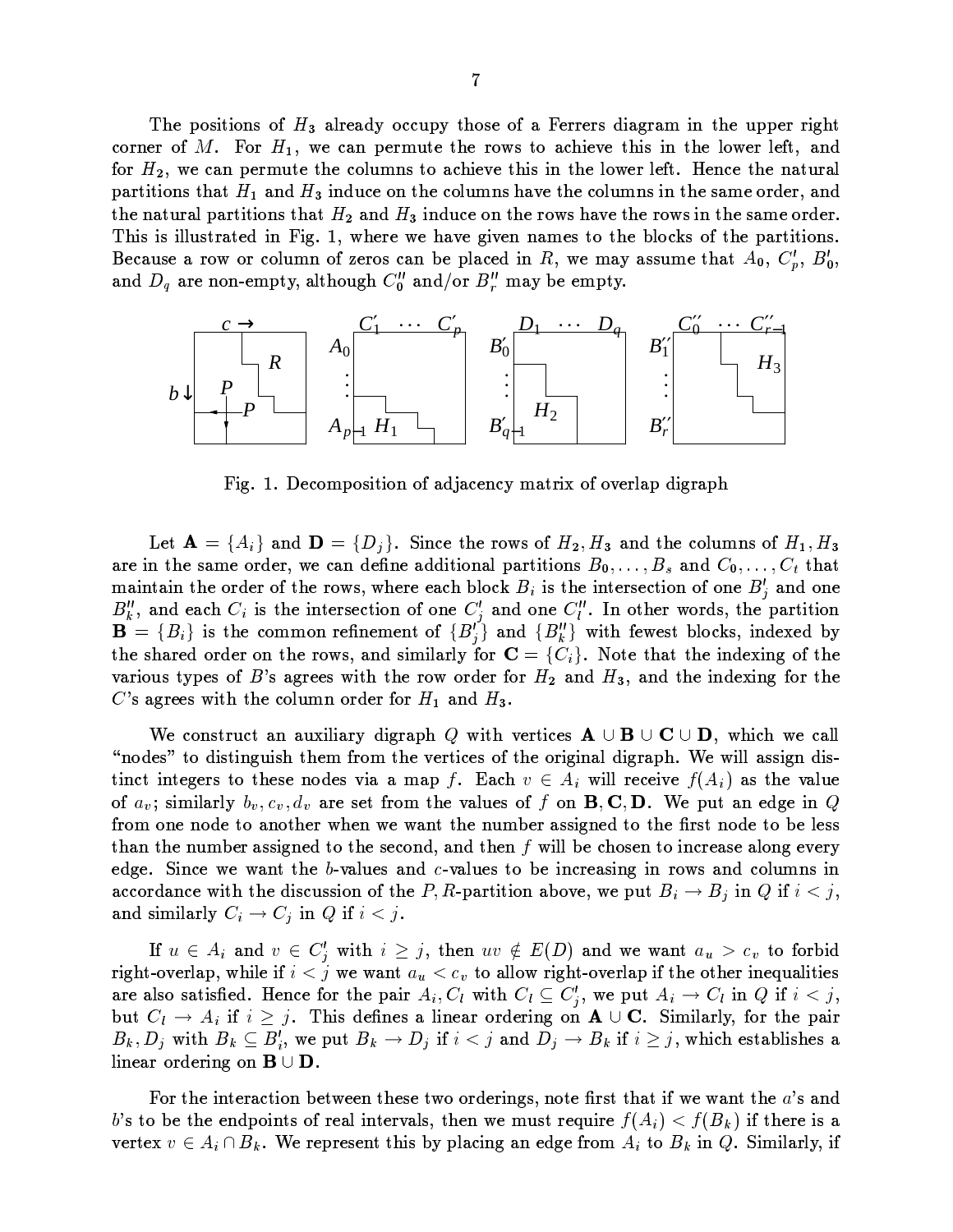The positions of $H_3$ already occupy those of a Ferrers diagram in the upper right corner of $M$. For $H_1$, we can permute the rows to achieve this in the lower left, and for $H_2$, we can permute the columns to achieve this in the lower left. Hence the natural partitions that $H_1$ and $H_3$ induce on the columns have the columns in the same order, and the natural partitions that $H_2$ and $H_3$ induce on the rows have the rows in the same order. This is illustrated in Fig. 1, where we have given names to the blocks of the partitions. Because a row or column of zeros can be placed in $R$, we may assume that $A_0$, $C'_p$, $B'_0$, and $D_q$ are non-empty, although $C''_0$ and/or $B''_r$ may be empty.

Fig. 1. Decomposition of adjacency matrix of overlap digraph

Let $\mathbf{A} = \{A_i\}$ and $\mathbf{D} = \{D_j\}$. Since the rows of $H_2, H_3$ and the columns of $H_1, H_3$ are in the same order, we can define additional partitions $B_0, \ldots, B_s$ and $C_0, \ldots, C_t$ that maintain the order of the rows, where each block $B_i$ is the intersection of one $B'_j$ and one $B''_k$, and each $C_i$ is the intersection of one $C'_j$ and one $C''_l$. In other words, the partition $\mathbf{B} = \{B_i\}$ is the common refinement of $\{B'_j\}$ and $\{B''_k\}$ with fewest blocks, indexed by the shared order on the rows, and similarly for $\mathbf{C} = \{C_i\}$. Note that the indexing of the various types of $B$'s agrees with the row order for $H_2$ and $H_3$, and the indexing for the $C$'s agrees with the column order for $H_1$ and $H_3$.

We construct an auxiliary digraph $Q$ with vertices $\mathbf{A} \cup \mathbf{B} \cup \mathbf{C} \cup \mathbf{D}$, which we call "nodes" to distinguish them from the vertices of the original digraph. We will assign distinct integers to these nodes via a map $f$. Each $v \in A_i$ will receive $f(A_i)$ as the value of $a_v$; similarly $b_v, c_v, d_v$ are set from the values of $f$ on $\mathbf{B}, \mathbf{C}, \mathbf{D}$. We put an edge in $Q$ from one node to another when we want the number assigned to the first node to be less than the number assigned to the second, and then $f$ will be chosen to increase along every edge. Since we want the $b$-values and $c$-values to be increasing in rows and columns in accordance with the discussion of the $P, R$-partition above, we put $B_i \to B_j$ in $Q$ if $i < j$, and similarly $C_i \to C_j$ in $Q$ if $i < j$.

If $u \in A_i$ and $v \in C'_j$ with $i \geq j$, then $uv \notin E(D)$ and we want $a_u > c_v$ to forbid right-overlap, while if $i < j$ we want $a_u < c_v$ to allow right-overlap if the other inequalities are also satisfied. Hence for the pair $A_i, C_l$ with $C_l \subseteq C'_j$, we put $A_i \to C_l$ in $Q$ if $i < j$, but $C_l \to A_i$ if $i \geq j$. This defines a linear ordering on $\mathbf{A} \cup \mathbf{C}$. Similarly, for the pair $B_k, D_j$ with $B_k \subseteq B'_i$, we put $B_k \to D_j$ if $i < j$ and $D_j \to B_k$ if $i \geq j$, which establishes a linear ordering on $\mathbf{B} \cup \mathbf{D}$.

For the interaction between these two orderings, note first that if we want the $a$'s and $b$'s to be the endpoints of real intervals, then we must require $f(A_i) < f(B_k)$ if there is a vertex $v \in A_i \cap B_k$. We represent this by placing an edge from $A_i$ to $B_k$ in $Q$. Similarly, if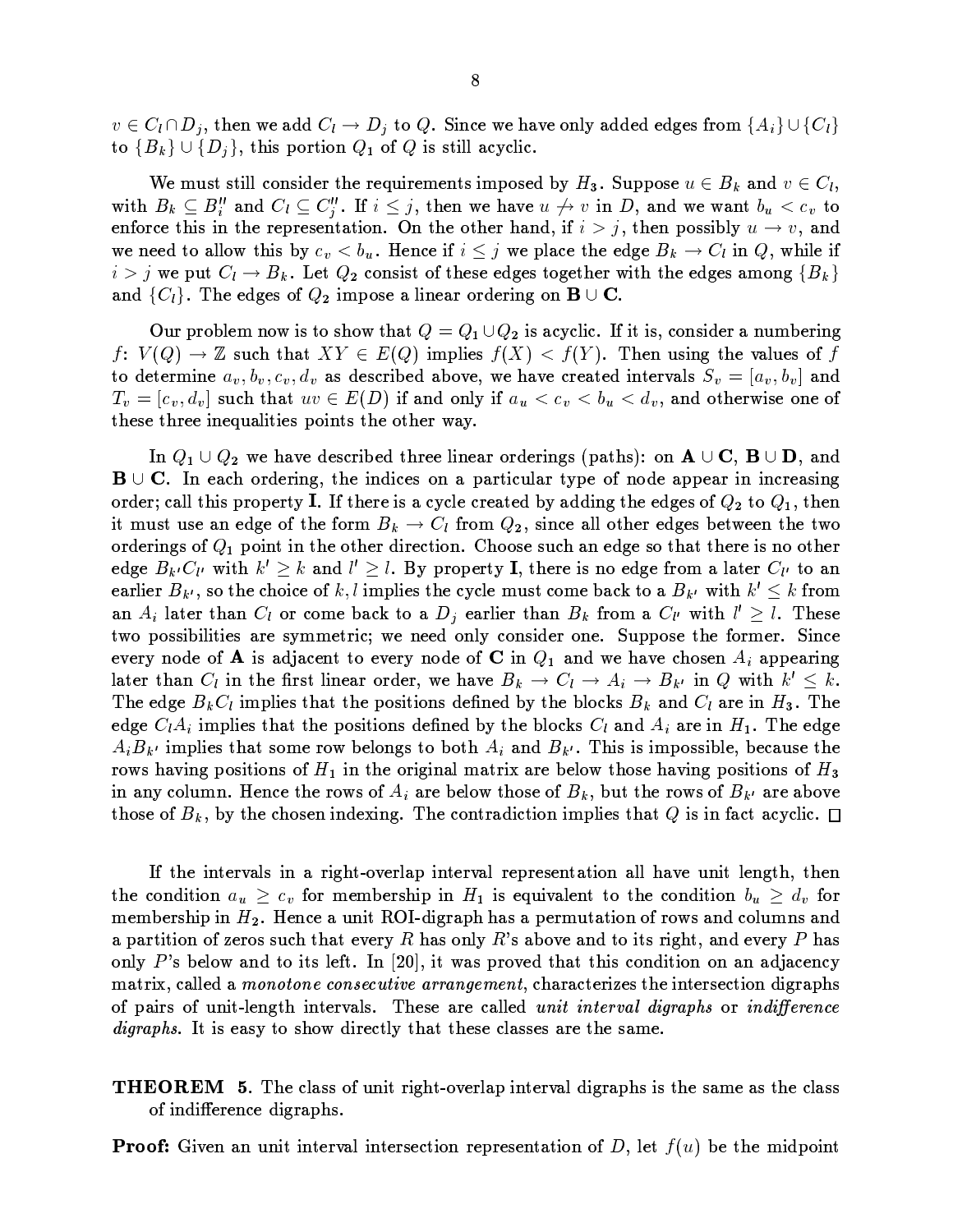$v \in C_l \cap D_j$, then we add $C_l \to D_j$ to $Q$. Since we have only added edges from $\{A_i\} \cup \{C_l\}$ to $\{B_k\} \cup \{D_j\}$, this portion $Q_1$ of $Q$ is still acyclic.

We must still consider the requirements imposed by $H_3$. Suppose $u \in B_k$ and $v \in C_l$, with $B_k \subseteq B_i''$ and $C_l \subseteq C_j''$. If $i \leq j$, then we have $u \not\to v$ in $D$, and we want $b_u < c_v$ to enforce this in the representation. On the other hand, if $i > j$, then possibly $u \to v$, and we need to allow this by $c_v < b_u$. Hence if $i \leq j$ we place the edge $B_k \to C_l$ in $Q$, while if $i > j$ we put $C_l \to B_k$. Let $Q_2$ consist of these edges together with the edges among $\{B_k\}$ and $\{C_l\}$. The edges of $Q_2$ impose a linear ordering on $\mathbf{B} \cup \mathbf{C}$.

Our problem now is to show that $Q = Q_1 \cup Q_2$ is acyclic. If it is, consider a numbering $f$: $V(Q) \to \mathbb{Z}$ such that $XY \in E(Q)$ implies $f(X) < f(Y)$. Then using the values of $f$ to determine $a_v, b_v, c_v, d_v$ as described above, we have created intervals $S_v = [a_v, b_v]$ and $T_v = [c_v, d_v]$ such that $uv \in E(D)$ if and only if $a_u < c_v < b_u < d_v$, and otherwise one of these three inequalities points the other way.

In $Q_1 \cup Q_2$ we have described three linear orderings (paths): on $\mathbf{A} \cup \mathbf{C}$, $\mathbf{B} \cup \mathbf{D}$, and $\mathbf{B} \cup \mathbf{C}$. In each ordering, the indices on a particular type of node appear in increasing order; call this property **I**. If there is a cycle created by adding the edges of $Q_2$ to $Q_1$, then it must use an edge of the form $B_k \to C_l$ from $Q_2$, since all other edges between the two orderings of $Q_1$ point in the other direction. Choose such an edge so that there is no other edge $B_{k'}C_{l'}$ with $k' \geq k$ and $l' \geq l$. By property **I**, there is no edge from a later $C_{l'}$ to an earlier $B_{k'}$, so the choice of $k, l$ implies the cycle must come back to a $B_{k'}$ with $k' \leq k$ from an $A_i$ later than $C_l$ or come back to a $D_j$ earlier than $B_k$ from a $C_{l'}$ with $l' \geq l$. These two possibilities are symmetric; we need only consider one. Suppose the former. Since every node of $\mathbf{A}$ is adjacent to every node of $\mathbf{C}$ in $Q_1$ and we have chosen $A_i$ appearing later than $C_l$ in the first linear order, we have $B_k \to C_l \to A_i \to B_{k'}$ in $Q$ with $k' \leq k$. The edge $B_k C_l$ implies that the positions defined by the blocks $B_k$ and $C_l$ are in $H_3$. The edge $C_l A_i$ implies that the positions defined by the blocks $C_l$ and $A_i$ are in $H_1$. The edge $A_i B_{k'}$ implies that some row belongs to both $A_i$ and $B_{k'}$. This is impossible, because the rows having positions of $H_1$ in the original matrix are below those having positions of $H_3$ in any column. Hence the rows of $A_i$ are below those of $B_k$, but the rows of $B_{k'}$ are above those of $B_k$, by the chosen indexing. The contradiction implies that $Q$ is in fact acyclic. □

If the intervals in a right-overlap interval representation all have unit length, then the condition $a_u \geq c_v$ for membership in $H_1$ is equivalent to the condition $b_u \geq d_v$ for membership in $H_2$. Hence a unit ROI-digraph has a permutation of rows and columns and a partition of zeros such that every $R$ has only $R$'s above and to its right, and every $P$ has only $P$'s below and to its left. In [20], it was proved that this condition on an adjacency matrix, called a *monotone consecutive arrangement*, characterizes the intersection digraphs of pairs of unit-length intervals. These are called *unit interval digraphs* or *indifference digraphs*. It is easy to show directly that these classes are the same.

**THEOREM 5.** The class of unit right-overlap interval digraphs is the same as the class of indifference digraphs.

**Proof:** Given an unit interval intersection representation of $D$, let $f(u)$ be the midpoint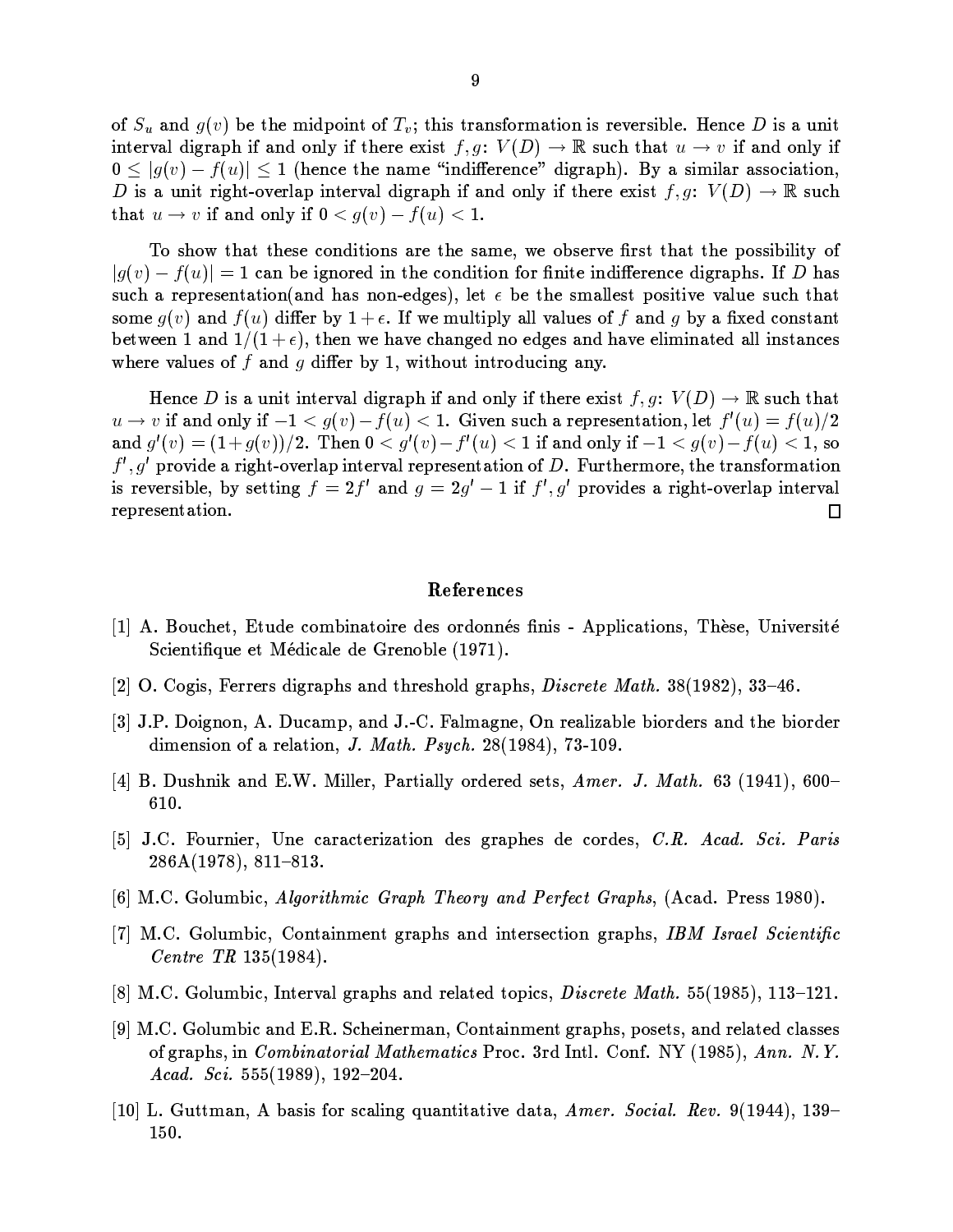of $S_u$ and $g(v)$ be the midpoint of $T_v$; this transformation is reversible. Hence $D$ is a unit interval digraph if and only if there exist $f, g\colon V(D) \to \mathbb{R}$ such that $u \to v$ if and only if $0 \le |g(v) - f(u)| \le 1$ (hence the name "indifference" digraph). By a similar association, $D$ is a unit right-overlap interval digraph if and only if there exist $f, g\colon V(D) \to \mathbb{R}$ such that $u \to v$ if and only if $0 < g(v) - f(u) < 1$.

To show that these conditions are the same, we observe first that the possibility of $|g(v) - f(u)| = 1$ can be ignored in the condition for finite indifference digraphs. If $D$ has such a representation(and has non-edges), let $\epsilon$ be the smallest positive value such that some $g(v)$ and $f(u)$ differ by $1 + \epsilon$. If we multiply all values of $f$ and $g$ by a fixed constant between 1 and $1/(1+\epsilon)$, then we have changed no edges and have eliminated all instances where values of $f$ and $g$ differ by 1, without introducing any.

Hence $D$ is a unit interval digraph if and only if there exist $f, g\colon V(D) \to \mathbb{R}$ such that $u \to v$ if and only if $-1 < g(v) - f(u) < 1$. Given such a representation, let $f'(u) = f(u)/2$ and $g'(v) = (1 + g(v))/2$. Then $0 < g'(v) - f'(u) < 1$ if and only if $-1 < g(v) - f(u) < 1$, so $f', g'$ provide a right-overlap interval representation of $D$. Furthermore, the transformation is reversible, by setting $f = 2f'$ and $g = 2g' - 1$ if $f', g'$ provides a right-overlap interval representation. □

## References

[1] A. Bouchet, Etude combinatoire des ordonnés finis - Applications, Thèse, Université Scientifique et Médicale de Grenoble (1971).

[2] O. Cogis, Ferrers digraphs and threshold graphs, *Discrete Math.* 38(1982), 33–46.

[3] J.P. Doignon, A. Ducamp, and J.-C. Falmagne, On realizable biorders and the biorder dimension of a relation, *J. Math. Psych.* 28(1984), 73-109.

[4] B. Dushnik and E.W. Miller, Partially ordered sets, *Amer. J. Math.* 63 (1941), 600–610.

[5] J.C. Fournier, Une caracterization des graphes de cordes, *C.R. Acad. Sci. Paris* 286A(1978), 811–813.

[6] M.C. Golumbic, *Algorithmic Graph Theory and Perfect Graphs*, (Acad. Press 1980).

[7] M.C. Golumbic, Containment graphs and intersection graphs, *IBM Israel Scientific Centre TR* 135(1984).

[8] M.C. Golumbic, Interval graphs and related topics, *Discrete Math.* 55(1985), 113–121.

[9] M.C. Golumbic and E.R. Scheinerman, Containment graphs, posets, and related classes of graphs, in *Combinatorial Mathematics* Proc. 3rd Intl. Conf. NY (1985), *Ann. N.Y. Acad. Sci.* 555(1989), 192–204.

[10] L. Guttman, A basis for scaling quantitative data, *Amer. Social. Rev.* 9(1944), 139–150.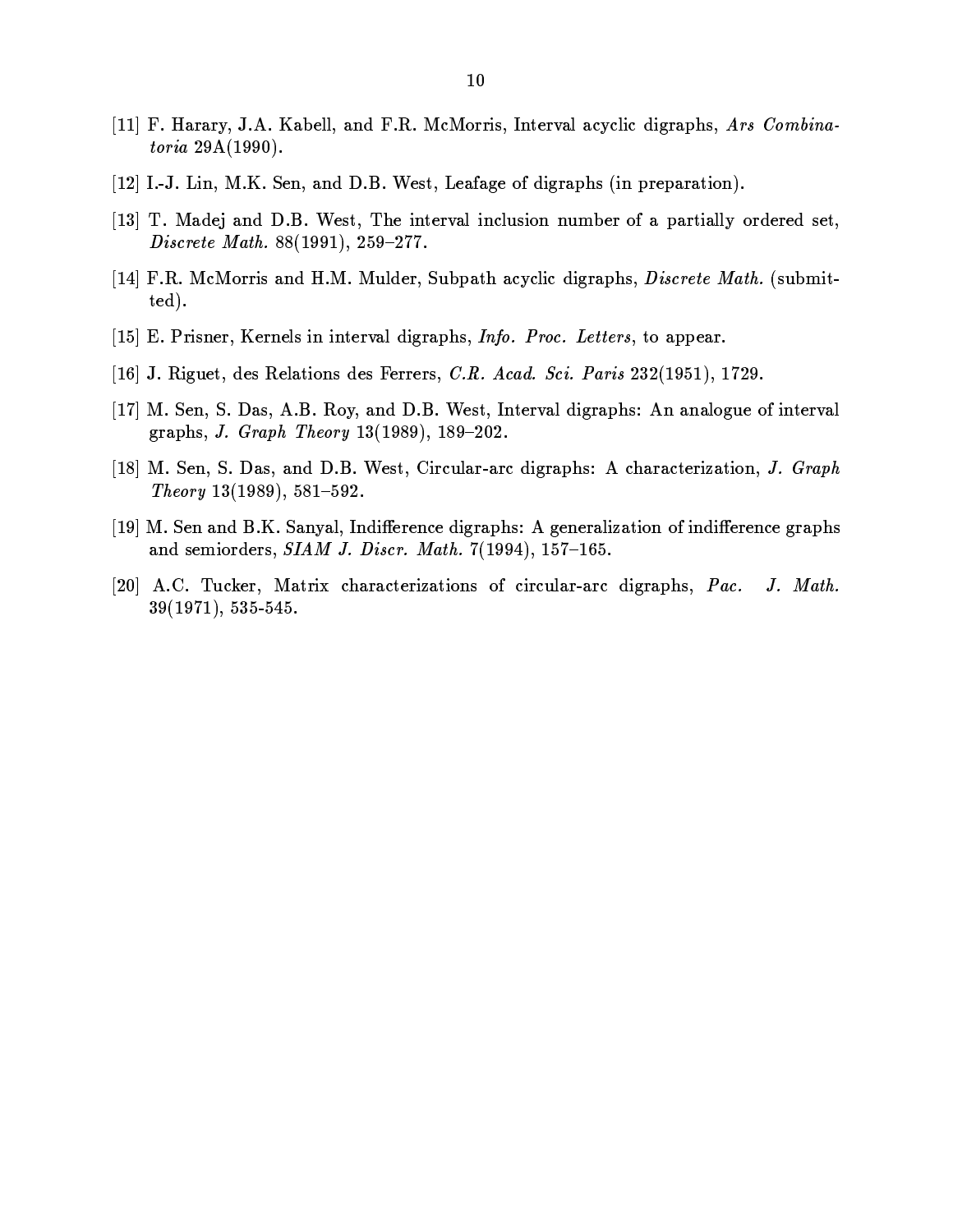[11] F. Harary, J.A. Kabell, and F.R. McMorris, Interval acyclic digraphs, *Ars Combinatoria* 29A(1990).

[12] I.-J. Lin, M.K. Sen, and D.B. West, Leafage of digraphs (in preparation).

[13] T. Madej and D.B. West, The interval inclusion number of a partially ordered set, *Discrete Math.* 88(1991), 259–277.

[14] F.R. McMorris and H.M. Mulder, Subpath acyclic digraphs, *Discrete Math.* (submitted).

[15] E. Prisner, Kernels in interval digraphs, *Info. Proc. Letters*, to appear.

[16] J. Riguet, des Relations des Ferrers, *C.R. Acad. Sci. Paris* 232(1951), 1729.

[17] M. Sen, S. Das, A.B. Roy, and D.B. West, Interval digraphs: An analogue of interval graphs, *J. Graph Theory* 13(1989), 189–202.

[18] M. Sen, S. Das, and D.B. West, Circular-arc digraphs: A characterization, *J. Graph Theory* 13(1989), 581–592.

[19] M. Sen and B.K. Sanyal, Indifference digraphs: A generalization of indifference graphs and semiorders, *SIAM J. Discr. Math.* 7(1994), 157–165.

[20] A.C. Tucker, Matrix characterizations of circular-arc digraphs, *Pac. J. Math.* 39(1971), 535-545.